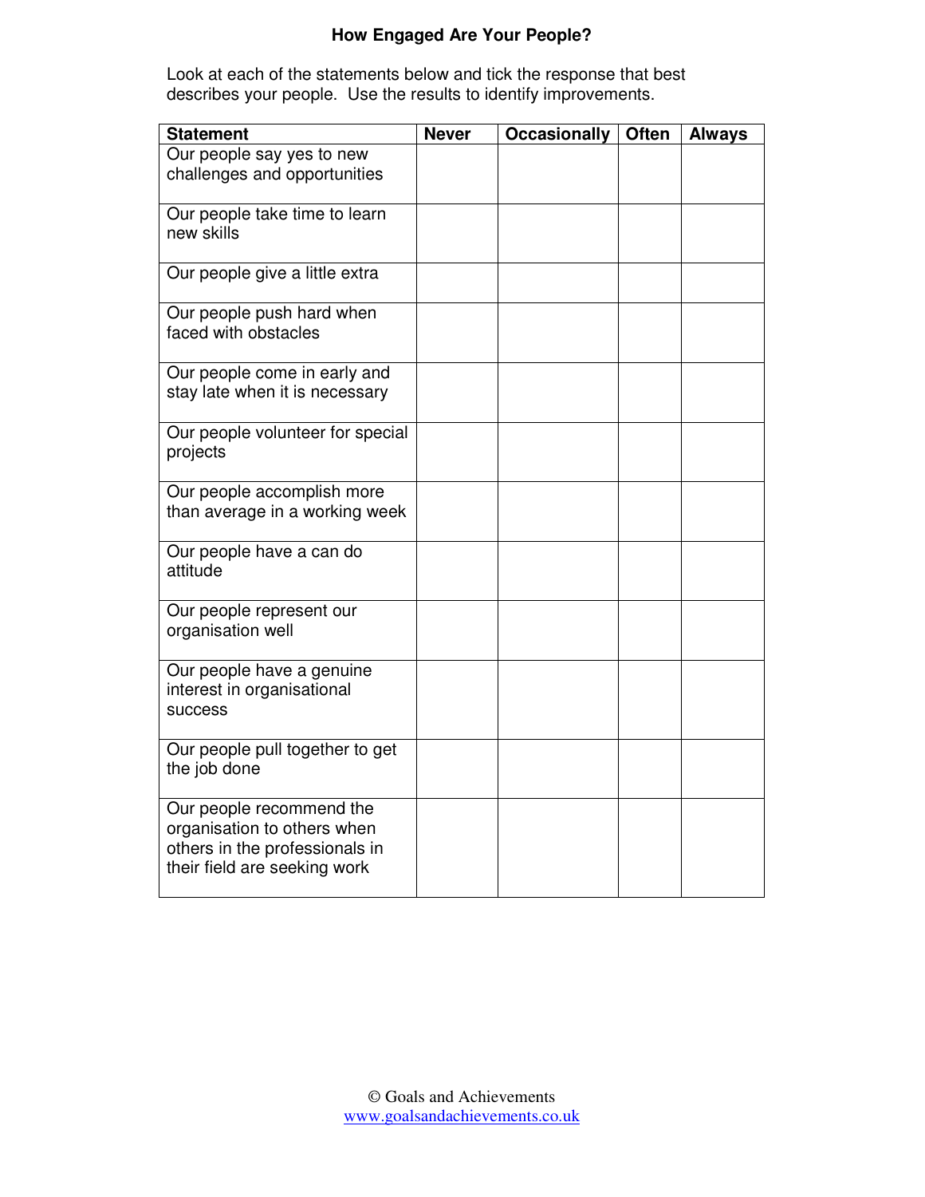# How Engaged Are Your People?

Look at each of the statements below and tick the response that best describes your people. Use the results to identify improvements.

| Statement | Never | Occasionally | Often | Always |
|---|---|---|---|---|
| Our people say yes to new challenges and opportunities | | | | |
| Our people take time to learn new skills | | | | |
| Our people give a little extra | | | | |
| Our people push hard when faced with obstacles | | | | |
| Our people come in early and stay late when it is necessary | | | | |
| Our people volunteer for special projects | | | | |
| Our people accomplish more than average in a working week | | | | |
| Our people have a can do attitude | | | | |
| Our people represent our organisation well | | | | |
| Our people have a genuine interest in organisational success | | | | |
| Our people pull together to get the job done | | | | |
| Our people recommend the organisation to others when others in the professionals in their field are seeking work | | | | |

© Goals and Achievements
www.goalsandachievements.co.uk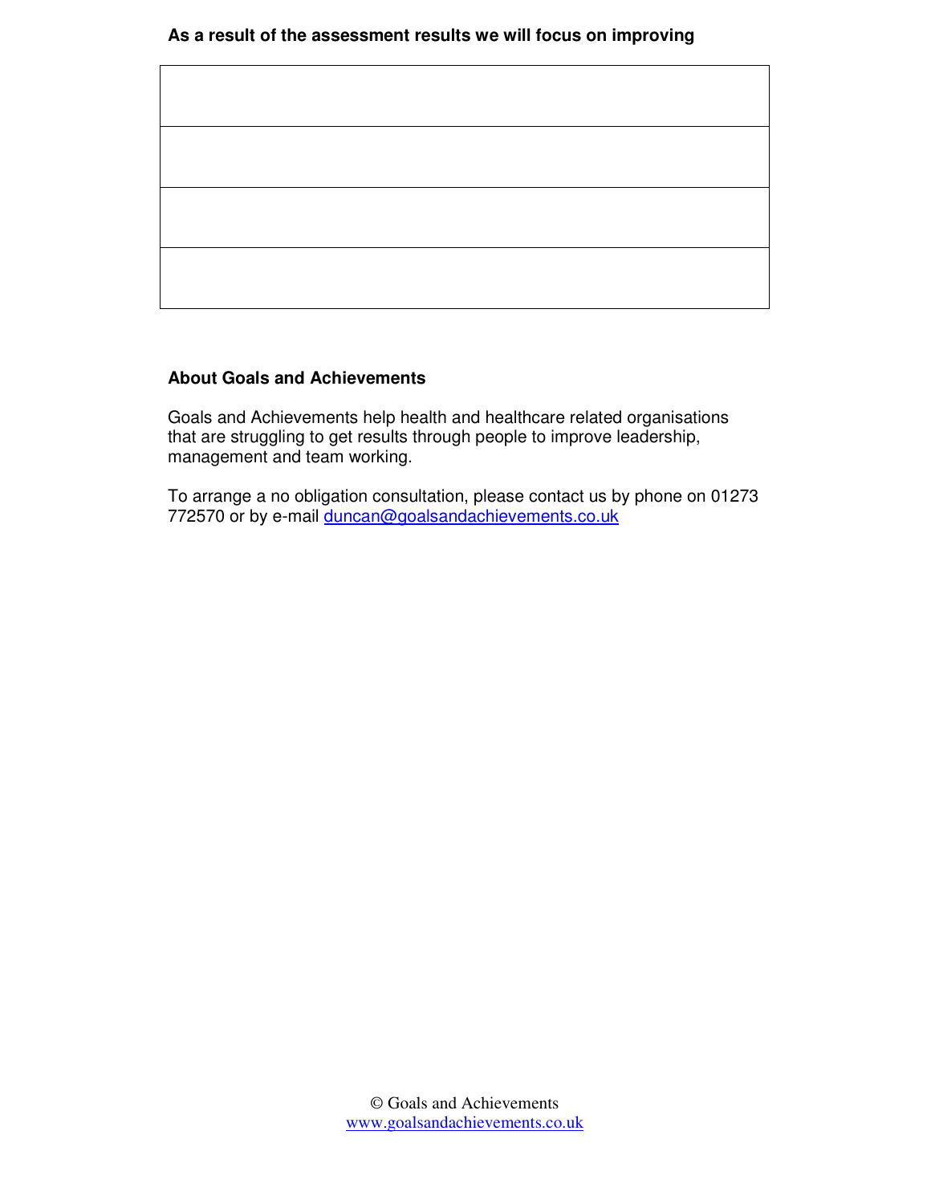**As a result of the assessment results we will focus on improving**

| |
|---|
| |
| |
| |
| |

**About Goals and Achievements**

Goals and Achievements help health and healthcare related organisations that are struggling to get results through people to improve leadership, management and team working.

To arrange a no obligation consultation, please contact us by phone on 01273 772570 or by e-mail duncan@goalsandachievements.co.uk

© Goals and Achievements
www.goalsandachievements.co.uk